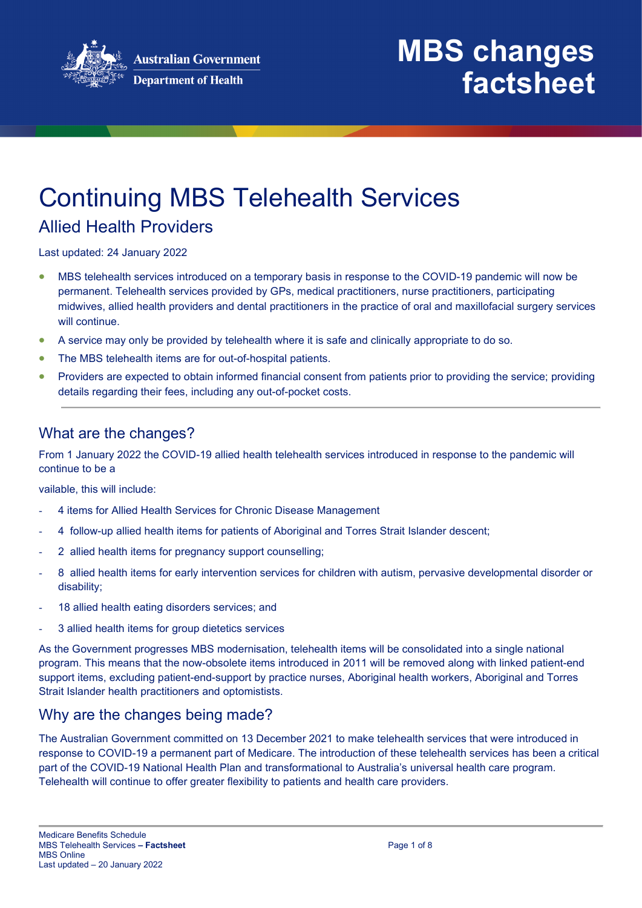Australian Government
Department of Health

# MBS changes factsheet

# Continuing MBS Telehealth Services

## Allied Health Providers

Last updated: 24 January 2022

- MBS telehealth services introduced on a temporary basis in response to the COVID-19 pandemic will now be permanent. Telehealth services provided by GPs, medical practitioners, nurse practitioners, participating midwives, allied health providers and dental practitioners in the practice of oral and maxillofacial surgery services will continue.
- A service may only be provided by telehealth where it is safe and clinically appropriate to do so.
- The MBS telehealth items are for out-of-hospital patients.
- Providers are expected to obtain informed financial consent from patients prior to providing the service; providing details regarding their fees, including any out-of-pocket costs.

## What are the changes?

From 1 January 2022 the COVID-19 allied health telehealth services introduced in response to the pandemic will continue to be a

vailable, this will include:

- 4 items for Allied Health Services for Chronic Disease Management
- 4 follow-up allied health items for patients of Aboriginal and Torres Strait Islander descent;
- 2 allied health items for pregnancy support counselling;
- 8 allied health items for early intervention services for children with autism, pervasive developmental disorder or disability;
- 18 allied health eating disorders services; and
- 3 allied health items for group dietetics services

As the Government progresses MBS modernisation, telehealth items will be consolidated into a single national program. This means that the now-obsolete items introduced in 2011 will be removed along with linked patient-end support items, excluding patient-end-support by practice nurses, Aboriginal health workers, Aboriginal and Torres Strait Islander health practitioners and optomistists.

## Why are the changes being made?

The Australian Government committed on 13 December 2021 to make telehealth services that were introduced in response to COVID-19 a permanent part of Medicare. The introduction of these telehealth services has been a critical part of the COVID-19 National Health Plan and transformational to Australia's universal health care program. Telehealth will continue to offer greater flexibility to patients and health care providers.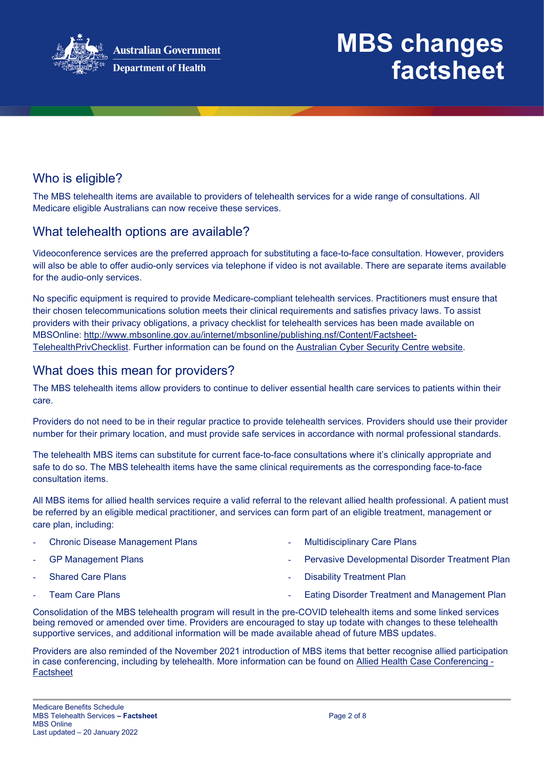## Who is eligible?

The MBS telehealth items are available to providers of telehealth services for a wide range of consultations. All Medicare eligible Australians can now receive these services.

## What telehealth options are available?

Videoconference services are the preferred approach for substituting a face-to-face consultation. However, providers will also be able to offer audio-only services via telephone if video is not available. There are separate items available for the audio-only services.

No specific equipment is required to provide Medicare-compliant telehealth services. Practitioners must ensure that their chosen telecommunications solution meets their clinical requirements and satisfies privacy laws. To assist providers with their privacy obligations, a privacy checklist for telehealth services has been made available on MBSOnline: http://www.mbsonline.gov.au/internet/mbsonline/publishing.nsf/Content/Factsheet-TelehealthPrivChecklist. Further information can be found on the Australian Cyber Security Centre website.

## What does this mean for providers?

The MBS telehealth items allow providers to continue to deliver essential health care services to patients within their care.

Providers do not need to be in their regular practice to provide telehealth services. Providers should use their provider number for their primary location, and must provide safe services in accordance with normal professional standards.

The telehealth MBS items can substitute for current face-to-face consultations where it's clinically appropriate and safe to do so. The MBS telehealth items have the same clinical requirements as the corresponding face-to-face consultation items.

All MBS items for allied health services require a valid referral to the relevant allied health professional. A patient must be referred by an eligible medical practitioner, and services can form part of an eligible treatment, management or care plan, including:

- Chronic Disease Management Plans
- GP Management Plans
- Shared Care Plans
- Team Care Plans
- Multidisciplinary Care Plans
- Pervasive Developmental Disorder Treatment Plan
- Disability Treatment Plan
- Eating Disorder Treatment and Management Plan

Consolidation of the MBS telehealth program will result in the pre-COVID telehealth items and some linked services being removed or amended over time. Providers are encouraged to stay up todate with changes to these telehealth supportive services, and additional information will be made available ahead of future MBS updates.

Providers are also reminded of the November 2021 introduction of MBS items that better recognise allied participation in case conferencing, including by telehealth. More information can be found on Allied Health Case Conferencing - Factsheet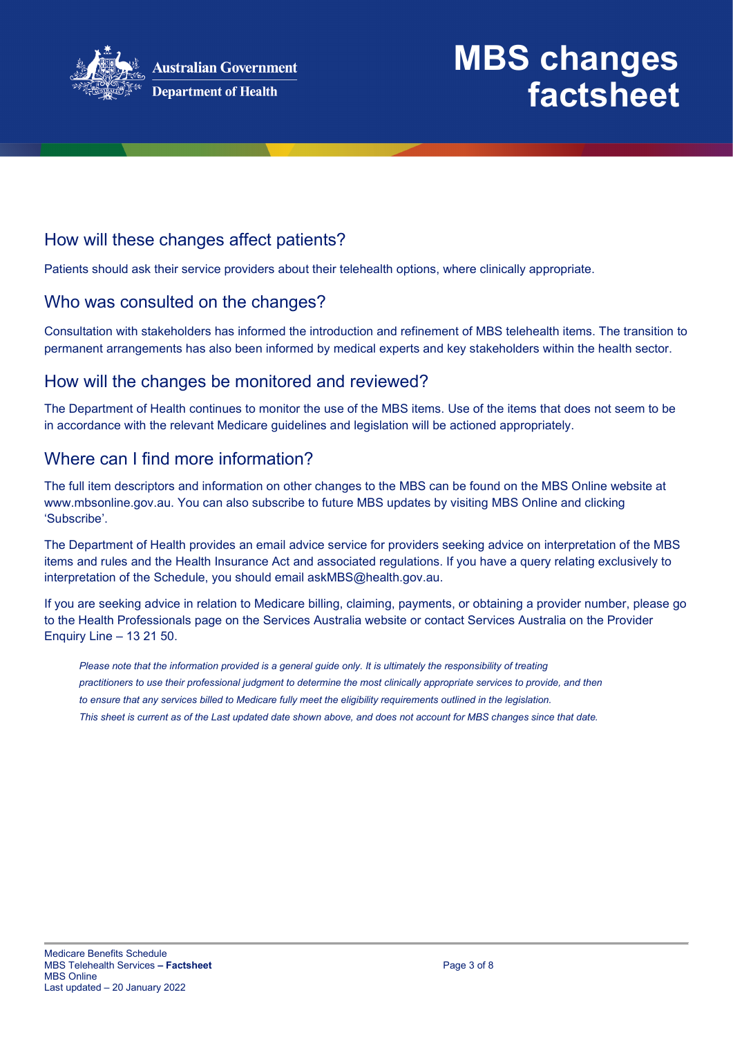## How will these changes affect patients?

Patients should ask their service providers about their telehealth options, where clinically appropriate.

## Who was consulted on the changes?

Consultation with stakeholders has informed the introduction and refinement of MBS telehealth items. The transition to permanent arrangements has also been informed by medical experts and key stakeholders within the health sector.

## How will the changes be monitored and reviewed?

The Department of Health continues to monitor the use of the MBS items. Use of the items that does not seem to be in accordance with the relevant Medicare guidelines and legislation will be actioned appropriately.

## Where can I find more information?

The full item descriptors and information on other changes to the MBS can be found on the MBS Online website at www.mbsonline.gov.au. You can also subscribe to future MBS updates by visiting MBS Online and clicking 'Subscribe'.

The Department of Health provides an email advice service for providers seeking advice on interpretation of the MBS items and rules and the Health Insurance Act and associated regulations. If you have a query relating exclusively to interpretation of the Schedule, you should email askMBS@health.gov.au.

If you are seeking advice in relation to Medicare billing, claiming, payments, or obtaining a provider number, please go to the Health Professionals page on the Services Australia website or contact Services Australia on the Provider Enquiry Line – 13 21 50.

*Please note that the information provided is a general guide only. It is ultimately the responsibility of treating practitioners to use their professional judgment to determine the most clinically appropriate services to provide, and then to ensure that any services billed to Medicare fully meet the eligibility requirements outlined in the legislation. This sheet is current as of the Last updated date shown above, and does not account for MBS changes since that date.*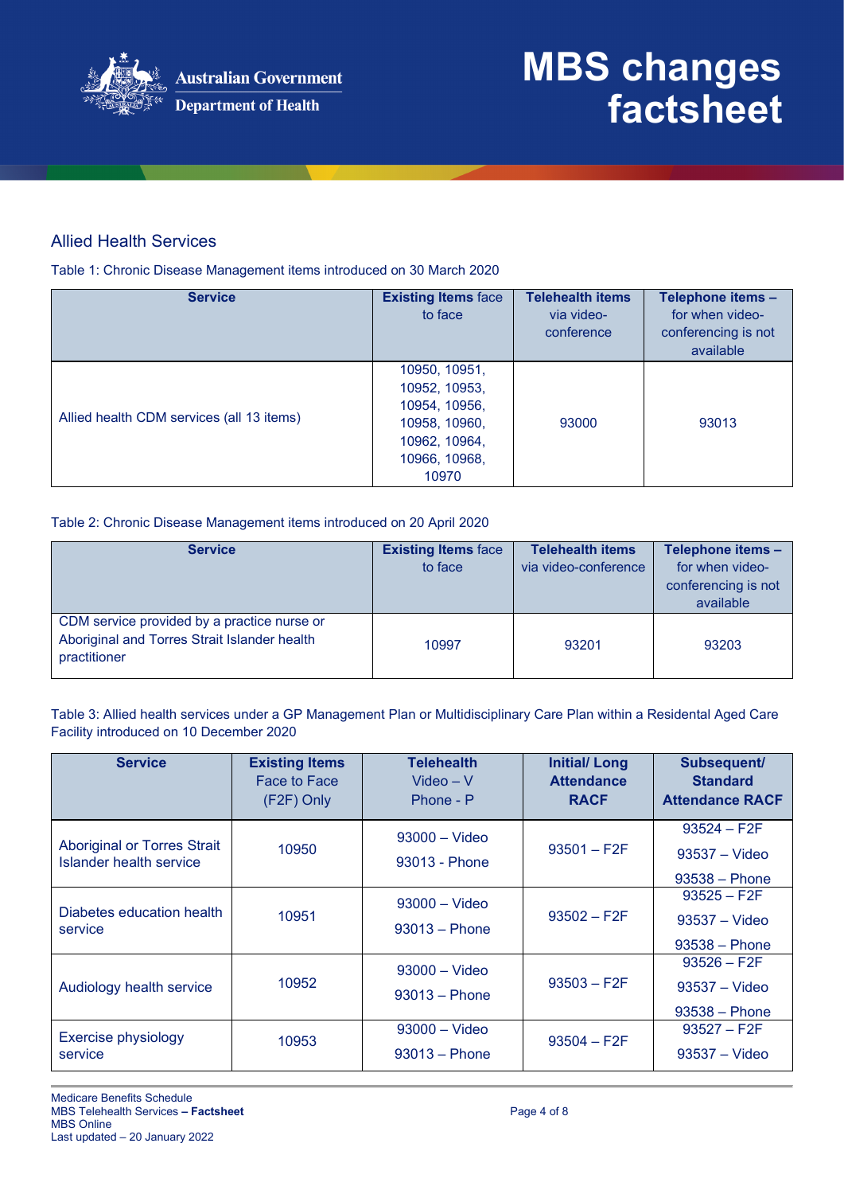## Allied Health Services

Table 1: Chronic Disease Management items introduced on 30 March 2020

| Service | Existing Items face to face | Telehealth items via video-conference | Telephone items – for when video-conferencing is not available |
|---|---|---|---|
| Allied health CDM services (all 13 items) | 10950, 10951, 10952, 10953, 10954, 10956, 10958, 10960, 10962, 10964, 10966, 10968, 10970 | 93000 | 93013 |

Table 2: Chronic Disease Management items introduced on 20 April 2020

| Service | Existing Items face to face | Telehealth items via video-conference | Telephone items – for when video-conferencing is not available |
|---|---|---|---|
| CDM service provided by a practice nurse or Aboriginal and Torres Strait Islander health practitioner | 10997 | 93201 | 93203 |

Table 3: Allied health services under a GP Management Plan or Multidisciplinary Care Plan within a Residental Aged Care Facility introduced on 10 December 2020

| Service | Existing Items Face to Face (F2F) Only | Telehealth Video – V Phone - P | Initial/ Long Attendance RACF | Subsequent/ Standard Attendance RACF |
|---|---|---|---|---|
| Aboriginal or Torres Strait Islander health service | 10950 | 93000 – Video<br>93013 - Phone | 93501 – F2F | 93524 – F2F<br>93537 – Video<br>93538 – Phone |
| Diabetes education health service | 10951 | 93000 – Video<br>93013 – Phone | 93502 – F2F | 93525 – F2F<br>93537 – Video<br>93538 – Phone |
| Audiology health service | 10952 | 93000 – Video<br>93013 – Phone | 93503 – F2F | 93526 – F2F<br>93537 – Video<br>93538 – Phone |
| Exercise physiology service | 10953 | 93000 – Video<br>93013 – Phone | 93504 – F2F | 93527 – F2F<br>93537 – Video |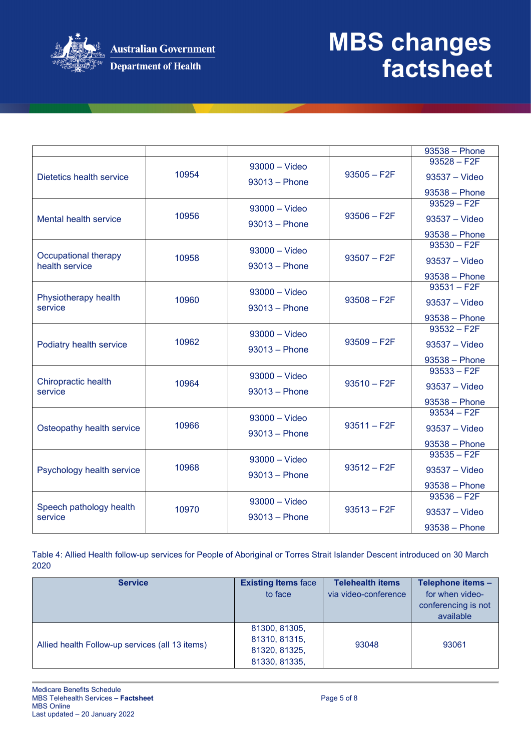| | | | | |
|---|---|---|---|---|
| | | | | 93538 – Phone |
| Dietetics health service | 10954 | 93000 – Video<br>93013 – Phone | 93505 – F2F | 93528 – F2F<br>93537 – Video<br>93538 – Phone |
| Mental health service | 10956 | 93000 – Video<br>93013 – Phone | 93506 – F2F | 93529 – F2F<br>93537 – Video<br>93538 – Phone |
| Occupational therapy health service | 10958 | 93000 – Video<br>93013 – Phone | 93507 – F2F | 93530 – F2F<br>93537 – Video<br>93538 – Phone |
| Physiotherapy health service | 10960 | 93000 – Video<br>93013 – Phone | 93508 – F2F | 93531 – F2F<br>93537 – Video<br>93538 – Phone |
| Podiatry health service | 10962 | 93000 – Video<br>93013 – Phone | 93509 – F2F | 93532 – F2F<br>93537 – Video<br>93538 – Phone |
| Chiropractic health service | 10964 | 93000 – Video<br>93013 – Phone | 93510 – F2F | 93533 – F2F<br>93537 – Video<br>93538 – Phone |
| Osteopathy health service | 10966 | 93000 – Video<br>93013 – Phone | 93511 – F2F | 93534 – F2F<br>93537 – Video<br>93538 – Phone |
| Psychology health service | 10968 | 93000 – Video<br>93013 – Phone | 93512 – F2F | 93535 – F2F<br>93537 – Video<br>93538 – Phone |
| Speech pathology health service | 10970 | 93000 – Video<br>93013 – Phone | 93513 – F2F | 93536 – F2F<br>93537 – Video<br>93538 – Phone |

Table 4: Allied Health follow-up services for People of Aboriginal or Torres Strait Islander Descent introduced on 30 March 2020

| **Service** | **Existing Items** face to face | **Telehealth items** via video-conference | **Telephone items –** for when video-conferencing is not available |
|---|---|---|---|
| Allied health Follow-up services (all 13 items) | 81300, 81305, 81310, 81315, 81320, 81325, 81330, 81335, | 93048 | 93061 |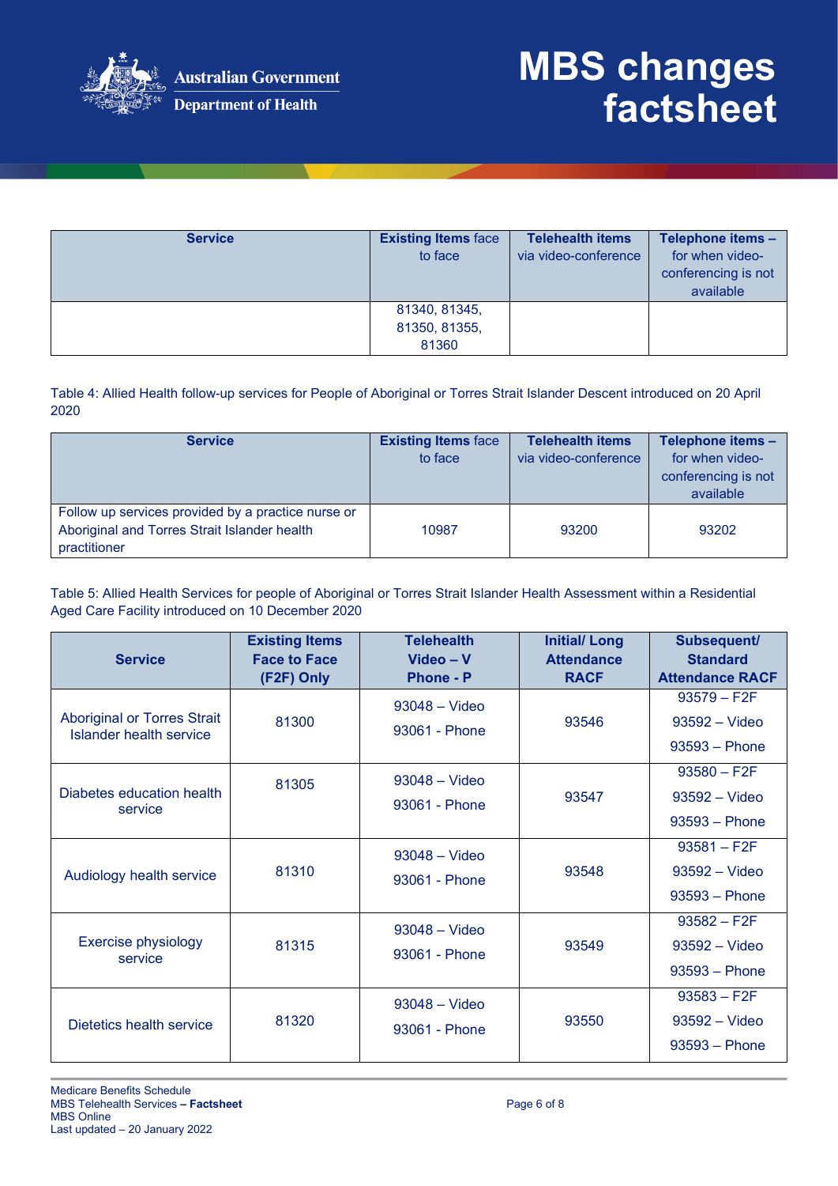| Service | Existing Items face to face | Telehealth items via video-conference | Telephone items – for when video-conferencing is not available |
|---|---|---|---|
| | 81340, 81345, 81350, 81355, 81360 | | |

Table 4: Allied Health follow-up services for People of Aboriginal or Torres Strait Islander Descent introduced on 20 April 2020

| Service | Existing Items face to face | Telehealth items via video-conference | Telephone items – for when video-conferencing is not available |
|---|---|---|---|
| Follow up services provided by a practice nurse or Aboriginal and Torres Strait Islander health practitioner | 10987 | 93200 | 93202 |

Table 5: Allied Health Services for people of Aboriginal or Torres Strait Islander Health Assessment within a Residential Aged Care Facility introduced on 10 December 2020

| Service | Existing Items Face to Face (F2F) Only | Telehealth Video – V Phone - P | Initial/ Long Attendance RACF | Subsequent/ Standard Attendance RACF |
|---|---|---|---|---|
| Aboriginal or Torres Strait Islander health service | 81300 | 93048 – Video<br>93061 - Phone | 93546 | 93579 – F2F<br>93592 – Video<br>93593 – Phone |
| Diabetes education health service | 81305 | 93048 – Video<br>93061 - Phone | 93547 | 93580 – F2F<br>93592 – Video<br>93593 – Phone |
| Audiology health service | 81310 | 93048 – Video<br>93061 - Phone | 93548 | 93581 – F2F<br>93592 – Video<br>93593 – Phone |
| Exercise physiology service | 81315 | 93048 – Video<br>93061 - Phone | 93549 | 93582 – F2F<br>93592 – Video<br>93593 – Phone |
| Dietetics health service | 81320 | 93048 – Video<br>93061 - Phone | 93550 | 93583 – F2F<br>93592 – Video<br>93593 – Phone |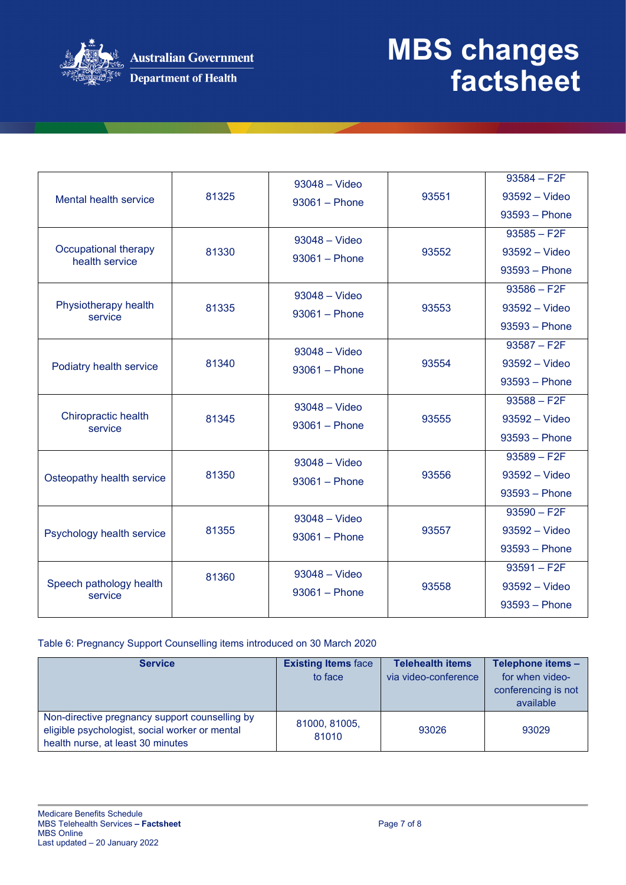| | | | | |
|---|---|---|---|---|
| Mental health service | 81325 | 93048 – Video<br>93061 – Phone | 93551 | 93584 – F2F<br>93592 – Video<br>93593 – Phone |
| Occupational therapy health service | 81330 | 93048 – Video<br>93061 – Phone | 93552 | 93585 – F2F<br>93592 – Video<br>93593 – Phone |
| Physiotherapy health service | 81335 | 93048 – Video<br>93061 – Phone | 93553 | 93586 – F2F<br>93592 – Video<br>93593 – Phone |
| Podiatry health service | 81340 | 93048 – Video<br>93061 – Phone | 93554 | 93587 – F2F<br>93592 – Video<br>93593 – Phone |
| Chiropractic health service | 81345 | 93048 – Video<br>93061 – Phone | 93555 | 93588 – F2F<br>93592 – Video<br>93593 – Phone |
| Osteopathy health service | 81350 | 93048 – Video<br>93061 – Phone | 93556 | 93589 – F2F<br>93592 – Video<br>93593 – Phone |
| Psychology health service | 81355 | 93048 – Video<br>93061 – Phone | 93557 | 93590 – F2F<br>93592 – Video<br>93593 – Phone |
| Speech pathology health service | 81360 | 93048 – Video<br>93061 – Phone | 93558 | 93591 – F2F<br>93592 – Video<br>93593 – Phone |

Table 6: Pregnancy Support Counselling items introduced on 30 March 2020

| **Service** | **Existing Items** face to face | **Telehealth items** via video-conference | **Telephone items –** for when video-conferencing is not available |
|---|---|---|---|
| Non-directive pregnancy support counselling by eligible psychologist, social worker or mental health nurse, at least 30 minutes | 81000, 81005, 81010 | 93026 | 93029 |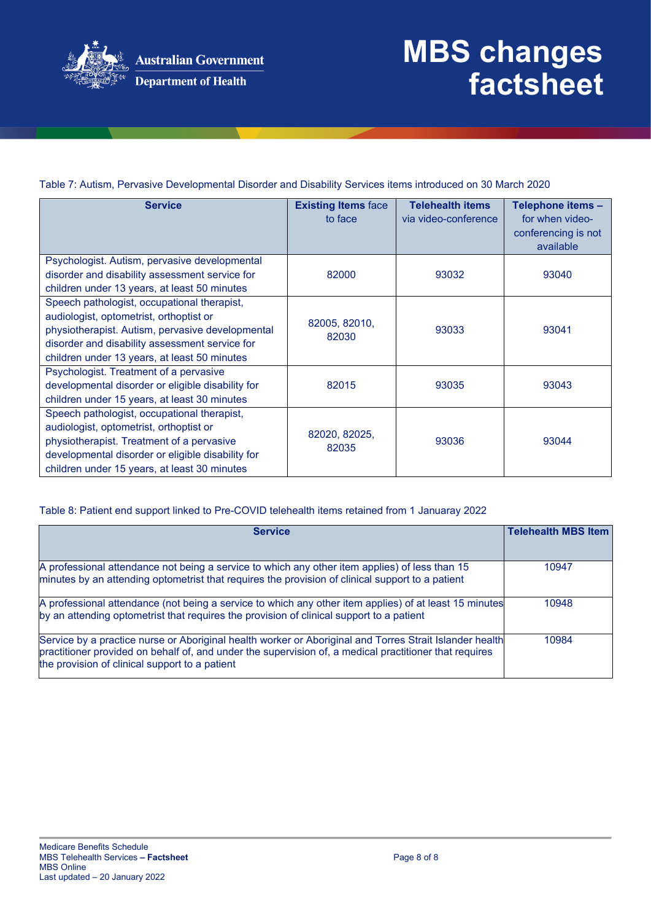Table 7: Autism, Pervasive Developmental Disorder and Disability Services items introduced on 30 March 2020

| Service | **Existing Items** face to face | **Telehealth items** via video-conference | **Telephone items** – for when video-conferencing is not available |
|---|---|---|---|
| Psychologist. Autism, pervasive developmental disorder and disability assessment service for children under 13 years, at least 50 minutes | 82000 | 93032 | 93040 |
| Speech pathologist, occupational therapist, audiologist, optometrist, orthoptist or physiotherapist. Autism, pervasive developmental disorder and disability assessment service for children under 13 years, at least 50 minutes | 82005, 82010, 82030 | 93033 | 93041 |
| Psychologist. Treatment of a pervasive developmental disorder or eligible disability for children under 15 years, at least 30 minutes | 82015 | 93035 | 93043 |
| Speech pathologist, occupational therapist, audiologist, optometrist, orthoptist or physiotherapist. Treatment of a pervasive developmental disorder or eligible disability for children under 15 years, at least 30 minutes | 82020, 82025, 82035 | 93036 | 93044 |

Table 8: Patient end support linked to Pre-COVID telehealth items retained from 1 Januaray 2022

| Service | Telehealth MBS Item |
|---|---|
| A professional attendance not being a service to which any other item applies) of less than 15 minutes by an attending optometrist that requires the provision of clinical support to a patient | 10947 |
| A professional attendance (not being a service to which any other item applies) of at least 15 minutes by an attending optometrist that requires the provision of clinical support to a patient | 10948 |
| Service by a practice nurse or Aboriginal health worker or Aboriginal and Torres Strait Islander health practitioner provided on behalf of, and under the supervision of, a medical practitioner that requires the provision of clinical support to a patient | 10984 |